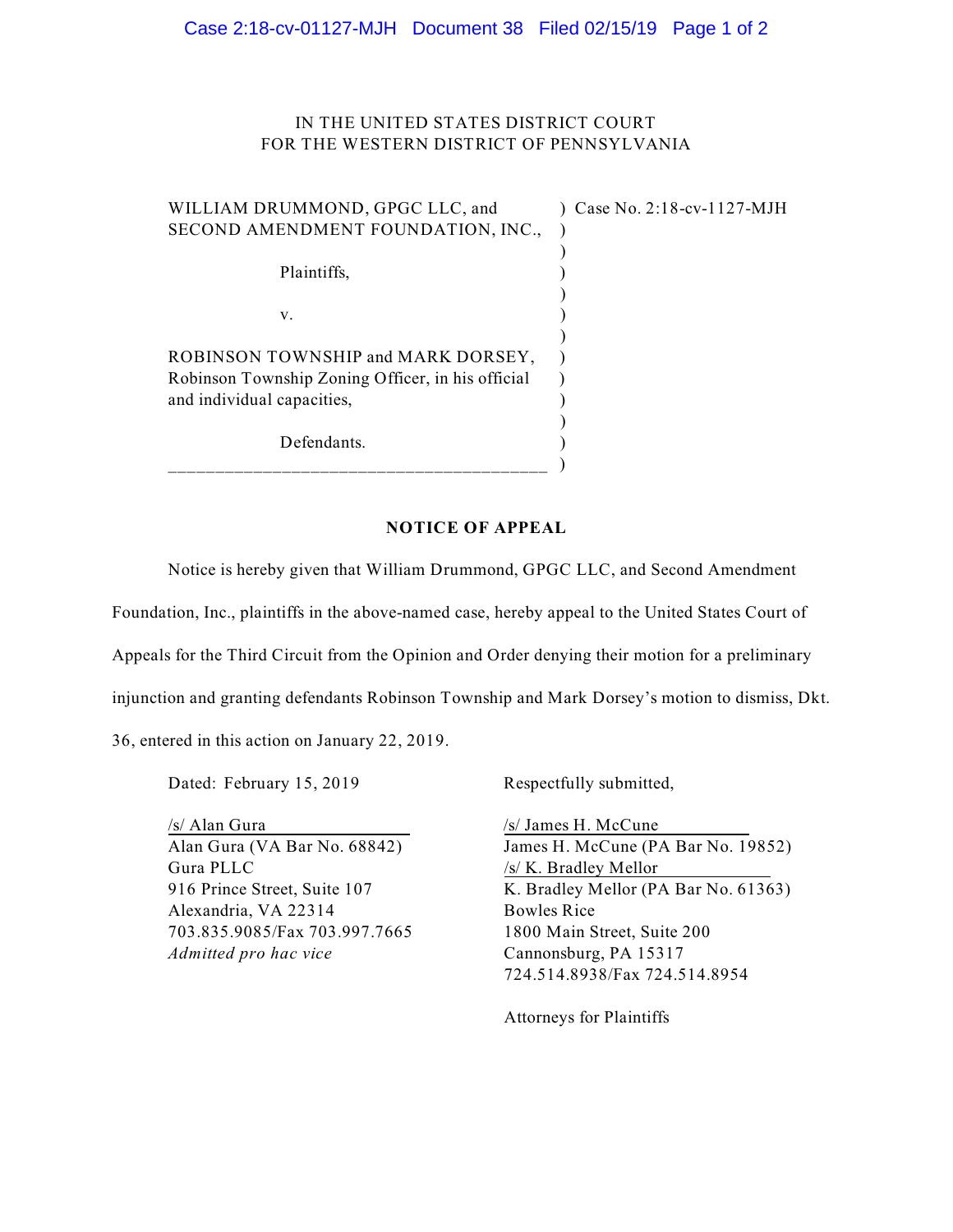IN THE UNITED STATES DISTRICT COURT
FOR THE WESTERN DISTRICT OF PENNSYLVANIA

| | |
|---|---|
| WILLIAM DRUMMOND, GPGC LLC, and SECOND AMENDMENT FOUNDATION, INC., | Case No. 2:18-cv-1127-MJH |
| Plaintiffs, | |
| v. | |
| ROBINSON TOWNSHIP and MARK DORSEY, Robinson Township Zoning Officer, in his official and individual capacities, | |
| Defendants. | |

**NOTICE OF APPEAL**

Notice is hereby given that William Drummond, GPGC LLC, and Second Amendment Foundation, Inc., plaintiffs in the above-named case, hereby appeal to the United States Court of Appeals for the Third Circuit from the Opinion and Order denying their motion for a preliminary injunction and granting defendants Robinson Township and Mark Dorsey's motion to dismiss, Dkt. 36, entered in this action on January 22, 2019.

Dated: February 15, 2019

Respectfully submitted,

/s/ Alan Gura
Alan Gura (VA Bar No. 68842)
Gura PLLC
916 Prince Street, Suite 107
Alexandria, VA 22314
703.835.9085/Fax 703.997.7665
*Admitted pro hac vice*

/s/ James H. McCune
James H. McCune (PA Bar No. 19852)
/s/ K. Bradley Mellor
K. Bradley Mellor (PA Bar No. 61363)
Bowles Rice
1800 Main Street, Suite 200
Cannonsburg, PA 15317
724.514.8938/Fax 724.514.8954

Attorneys for Plaintiffs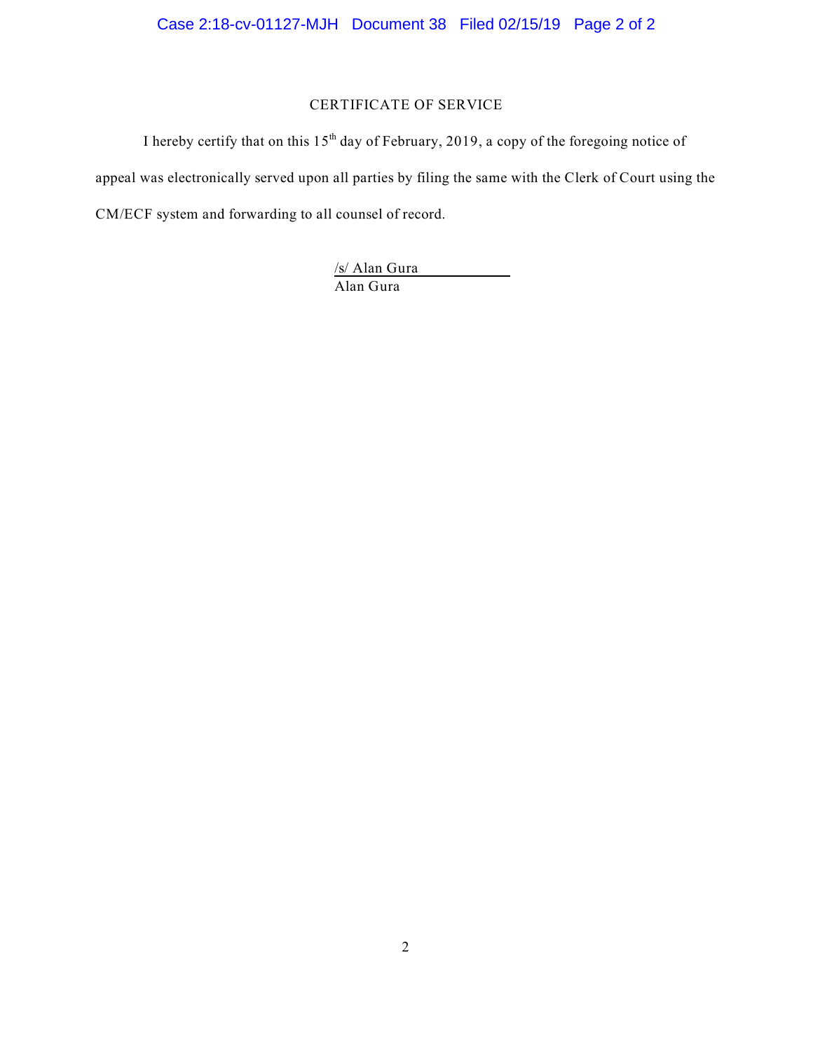## CERTIFICATE OF SERVICE

I hereby certify that on this 15th day of February, 2019, a copy of the foregoing notice of appeal was electronically served upon all parties by filing the same with the Clerk of Court using the CM/ECF system and forwarding to all counsel of record.

/s/ Alan Gura
Alan Gura